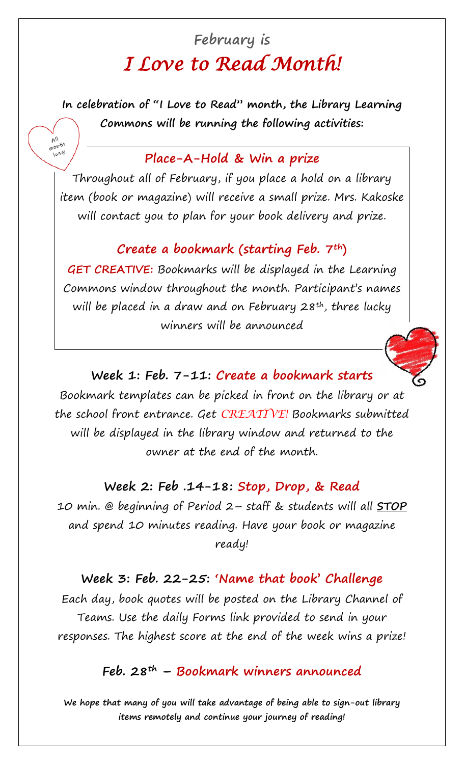## February is

# *I Love to Read Month!*

**In celebration of "I Love to Read" month, the Library Learning Commons will be running the following activities:**

All month long!

### Place-A-Hold & Win a prize

Throughout all of February, if you place a hold on a library item (book or magazine) will receive a small prize. Mrs. Kakoske will contact you to plan for your book delivery and prize.

### Create a bookmark (starting Feb. 7th)

**GET CREATIVE:** Bookmarks will be displayed in the Learning Commons window throughout the month. Participant's names will be placed in a draw and on February 28th, three lucky winners will be announced

### Week 1: Feb. 7-11: Create a bookmark starts

Bookmark templates can be picked in front on the library or at the school front entrance. Get *CREATIVE!* Bookmarks submitted will be displayed in the library window and returned to the owner at the end of the month.

### Week 2: Feb .14-18: Stop, Drop, & Read

10 min. @ beginning of Period 2– staff & students will all **STOP** and spend 10 minutes reading. Have your book or magazine ready!

### Week 3: Feb. 22-25: 'Name that book' Challenge

Each day, book quotes will be posted on the Library Channel of Teams. Use the daily Forms link provided to send in your responses. The highest score at the end of the week wins a prize!

### Feb. 28th – Bookmark winners announced

**We hope that many of you will take advantage of being able to sign-out library items remotely and continue your journey of reading!**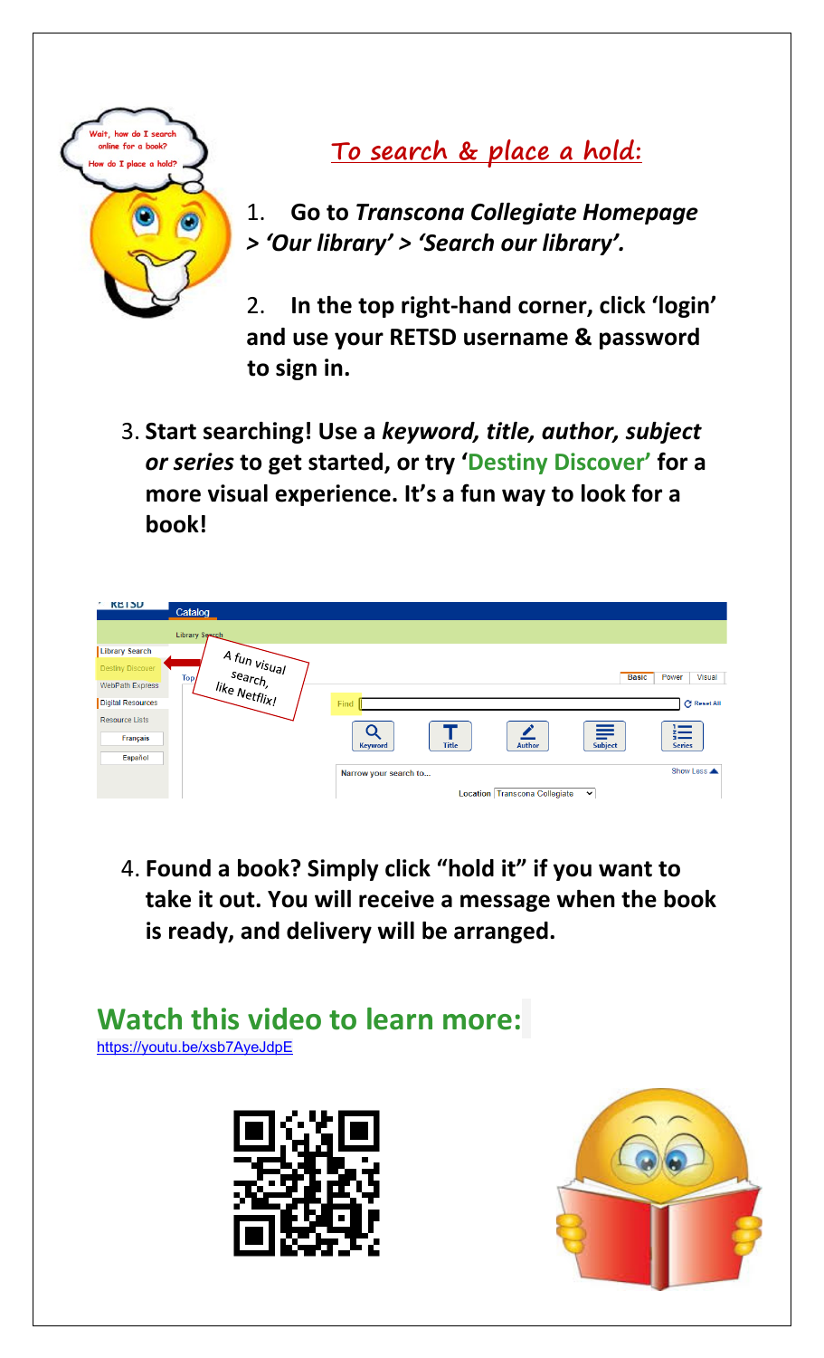## To search & place a hold:

1. **Go to *Transcona Collegiate Homepage > 'Our library' > 'Search our library'.***

2. **In the top right-hand corner, click 'login' and use your RETSD username & password to sign in.**

3. **Start searching! Use a *keyword, title, author, subject or series* to get started, or try 'Destiny Discover' for a more visual experience. It's a fun way to look for a book!**

4. **Found a book? Simply click "hold it" if you want to take it out. You will receive a message when the book is ready, and delivery will be arranged.**

## Watch this video to learn more:

https://youtu.be/xsb7AyeJdpE